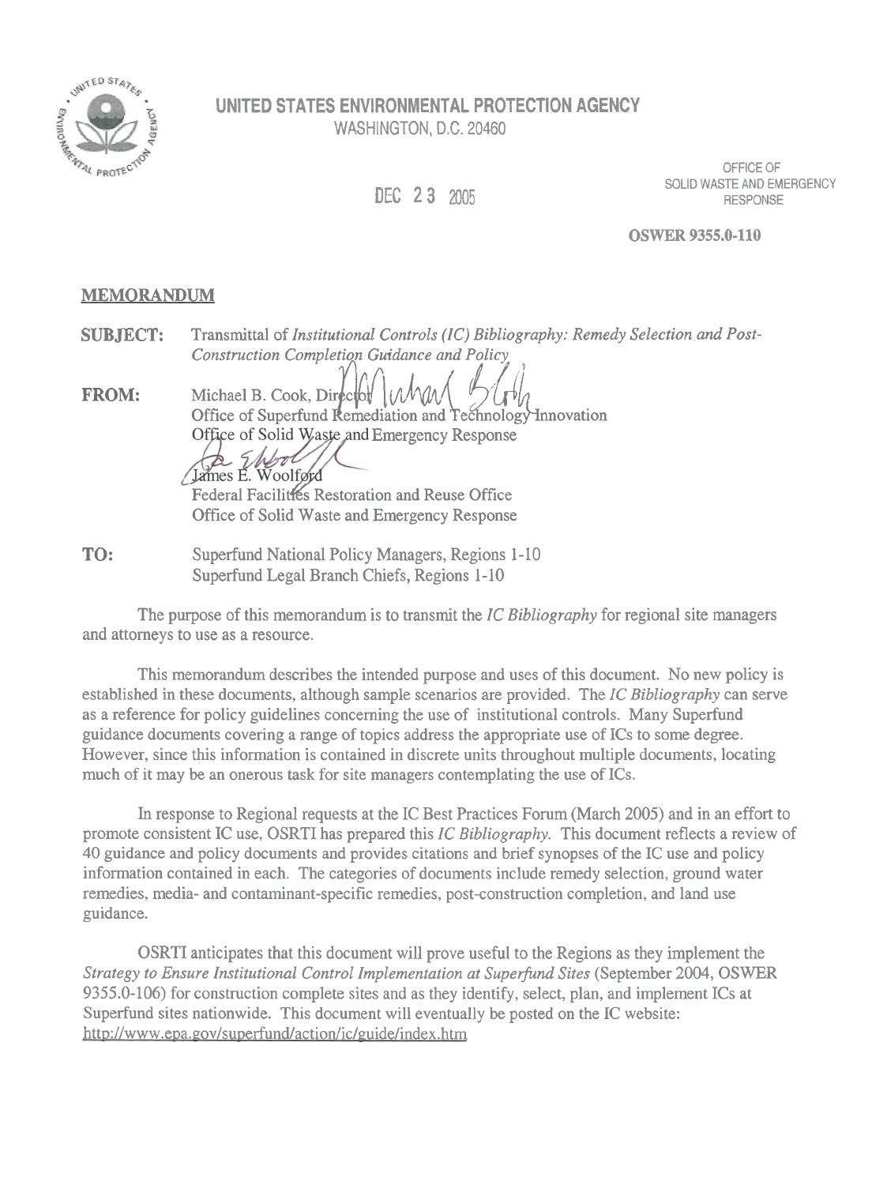# UNITED STATES ENVIRONMENTAL PROTECTION AGENCY

WASHINGTON, D.C. 20460

DEC 23 2005

OFFICE OF
SOLID WASTE AND EMERGENCY
RESPONSE

**OSWER 9355.0-110**

## MEMORANDUM

**SUBJECT:** Transmittal of *Institutional Controls (IC) Bibliography: Remedy Selection and Post-Construction Completion Guidance and Policy*

**FROM:** Michael B. Cook, Director
Office of Superfund Remediation and Technology Innovation
Office of Solid Waste and Emergency Response

James E. Woolford
Federal Facilities Restoration and Reuse Office
Office of Solid Waste and Emergency Response

**TO:** Superfund National Policy Managers, Regions 1-10
Superfund Legal Branch Chiefs, Regions 1-10

The purpose of this memorandum is to transmit the *IC Bibliography* for regional site managers and attorneys to use as a resource.

This memorandum describes the intended purpose and uses of this document. No new policy is established in these documents, although sample scenarios are provided. The *IC Bibliography* can serve as a reference for policy guidelines concerning the use of institutional controls. Many Superfund guidance documents covering a range of topics address the appropriate use of ICs to some degree. However, since this information is contained in discrete units throughout multiple documents, locating much of it may be an onerous task for site managers contemplating the use of ICs.

In response to Regional requests at the IC Best Practices Forum (March 2005) and in an effort to promote consistent IC use, OSRTI has prepared this *IC Bibliography.* This document reflects a review of 40 guidance and policy documents and provides citations and brief synopses of the IC use and policy information contained in each. The categories of documents include remedy selection, ground water remedies, media- and contaminant-specific remedies, post-construction completion, and land use guidance.

OSRTI anticipates that this document will prove useful to the Regions as they implement the *Strategy to Ensure Institutional Control Implementation at Superfund Sites* (September 2004, OSWER 9355.0-106) for construction complete sites and as they identify, select, plan, and implement ICs at Superfund sites nationwide. This document will eventually be posted on the IC website: http://www.epa.gov/superfund/action/ic/guide/index.htm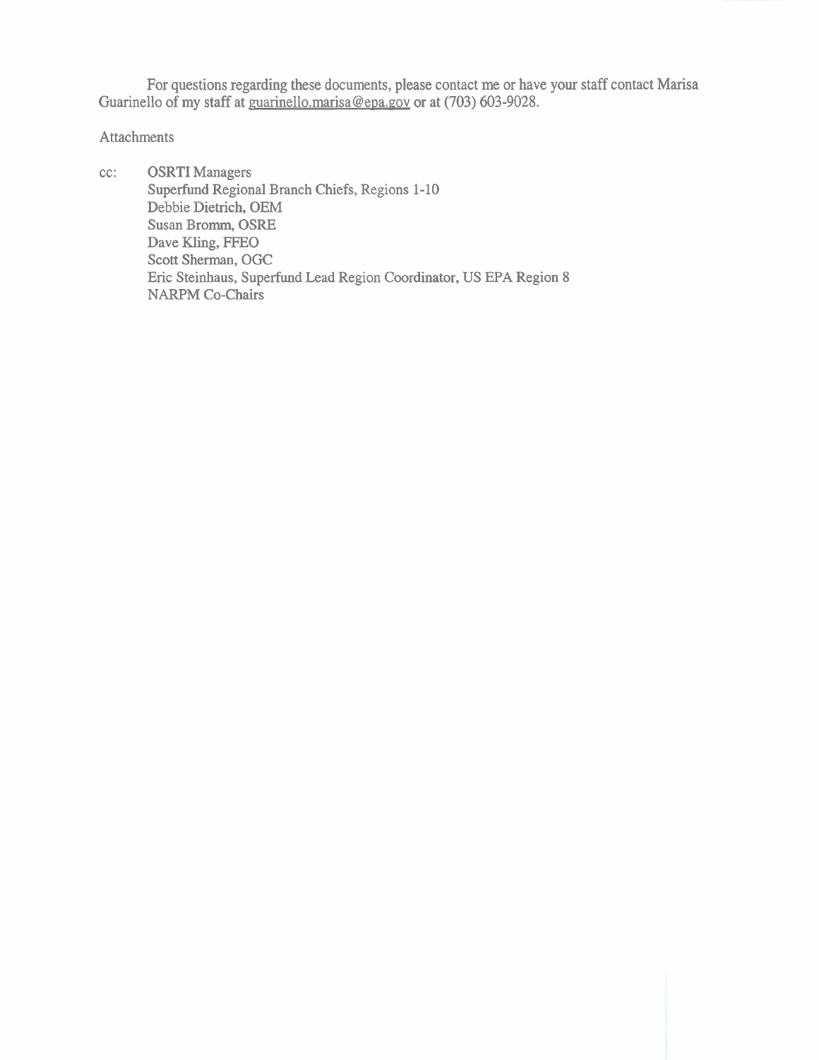For questions regarding these documents, please contact me or have your staff contact Marisa Guarinello of my staff at guarinello.marisa@epa.gov or at (703) 603-9028.

Attachments

cc: OSRTI Managers
Superfund Regional Branch Chiefs, Regions 1-10
Debbie Dietrich, OEM
Susan Bromm, OSRE
Dave Kling, FFEO
Scott Sherman, OGC
Eric Steinhaus, Superfund Lead Region Coordinator, US EPA Region 8
NARPM Co-Chairs